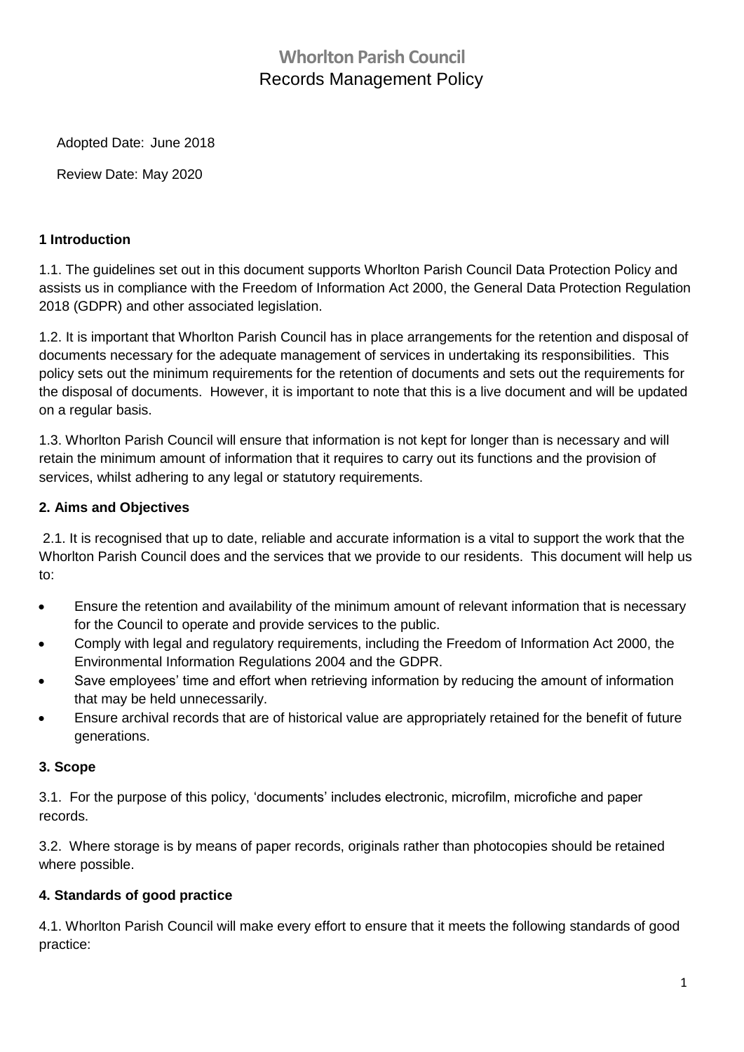# Whorlton Parish Council

## Records Management Policy

Adopted Date: June 2018

Review Date: May 2020

**1 Introduction**

1.1. The guidelines set out in this document supports Whorlton Parish Council Data Protection Policy and assists us in compliance with the Freedom of Information Act 2000, the General Data Protection Regulation 2018 (GDPR) and other associated legislation.

1.2. It is important that Whorlton Parish Council has in place arrangements for the retention and disposal of documents necessary for the adequate management of services in undertaking its responsibilities. This policy sets out the minimum requirements for the retention of documents and sets out the requirements for the disposal of documents. However, it is important to note that this is a live document and will be updated on a regular basis.

1.3. Whorlton Parish Council will ensure that information is not kept for longer than is necessary and will retain the minimum amount of information that it requires to carry out its functions and the provision of services, whilst adhering to any legal or statutory requirements.

**2. Aims and Objectives**

2.1. It is recognised that up to date, reliable and accurate information is a vital to support the work that the Whorlton Parish Council does and the services that we provide to our residents. This document will help us to:

- Ensure the retention and availability of the minimum amount of relevant information that is necessary for the Council to operate and provide services to the public.
- Comply with legal and regulatory requirements, including the Freedom of Information Act 2000, the Environmental Information Regulations 2004 and the GDPR.
- Save employees' time and effort when retrieving information by reducing the amount of information that may be held unnecessarily.
- Ensure archival records that are of historical value are appropriately retained for the benefit of future generations.

**3. Scope**

3.1. For the purpose of this policy, 'documents' includes electronic, microfilm, microfiche and paper records.

3.2. Where storage is by means of paper records, originals rather than photocopies should be retained where possible.

**4. Standards of good practice**

4.1. Whorlton Parish Council will make every effort to ensure that it meets the following standards of good practice: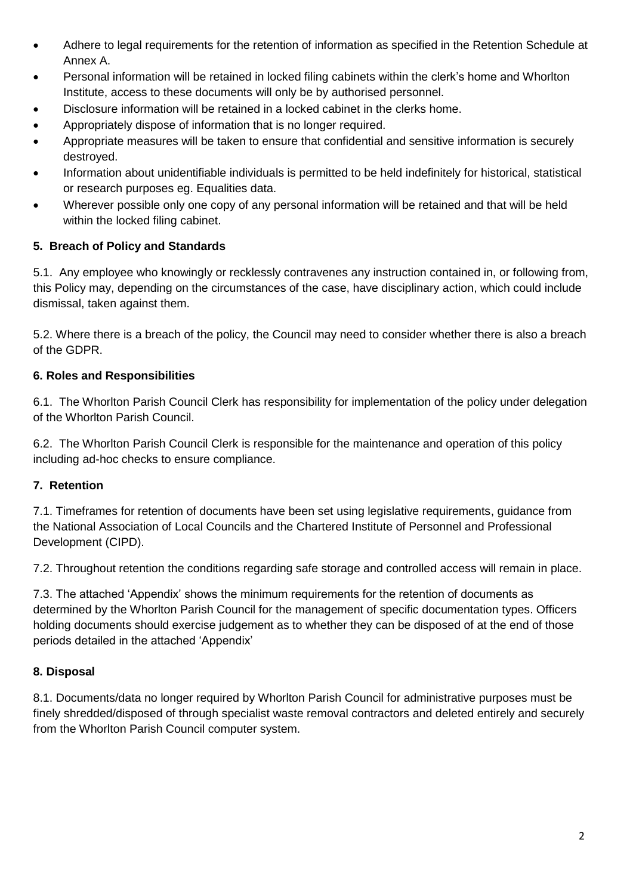- Adhere to legal requirements for the retention of information as specified in the Retention Schedule at Annex A.
- Personal information will be retained in locked filing cabinets within the clerk's home and Whorlton Institute, access to these documents will only be by authorised personnel.
- Disclosure information will be retained in a locked cabinet in the clerks home.
- Appropriately dispose of information that is no longer required.
- Appropriate measures will be taken to ensure that confidential and sensitive information is securely destroyed.
- Information about unidentifiable individuals is permitted to be held indefinitely for historical, statistical or research purposes eg. Equalities data.
- Wherever possible only one copy of any personal information will be retained and that will be held within the locked filing cabinet.

### 5. Breach of Policy and Standards

5.1. Any employee who knowingly or recklessly contravenes any instruction contained in, or following from, this Policy may, depending on the circumstances of the case, have disciplinary action, which could include dismissal, taken against them.

5.2. Where there is a breach of the policy, the Council may need to consider whether there is also a breach of the GDPR.

### 6. Roles and Responsibilities

6.1. The Whorlton Parish Council Clerk has responsibility for implementation of the policy under delegation of the Whorlton Parish Council.

6.2. The Whorlton Parish Council Clerk is responsible for the maintenance and operation of this policy including ad-hoc checks to ensure compliance.

### 7. Retention

7.1. Timeframes for retention of documents have been set using legislative requirements, guidance from the National Association of Local Councils and the Chartered Institute of Personnel and Professional Development (CIPD).

7.2. Throughout retention the conditions regarding safe storage and controlled access will remain in place.

7.3. The attached 'Appendix' shows the minimum requirements for the retention of documents as determined by the Whorlton Parish Council for the management of specific documentation types. Officers holding documents should exercise judgement as to whether they can be disposed of at the end of those periods detailed in the attached 'Appendix'

### 8. Disposal

8.1. Documents/data no longer required by Whorlton Parish Council for administrative purposes must be finely shredded/disposed of through specialist waste removal contractors and deleted entirely and securely from the Whorlton Parish Council computer system.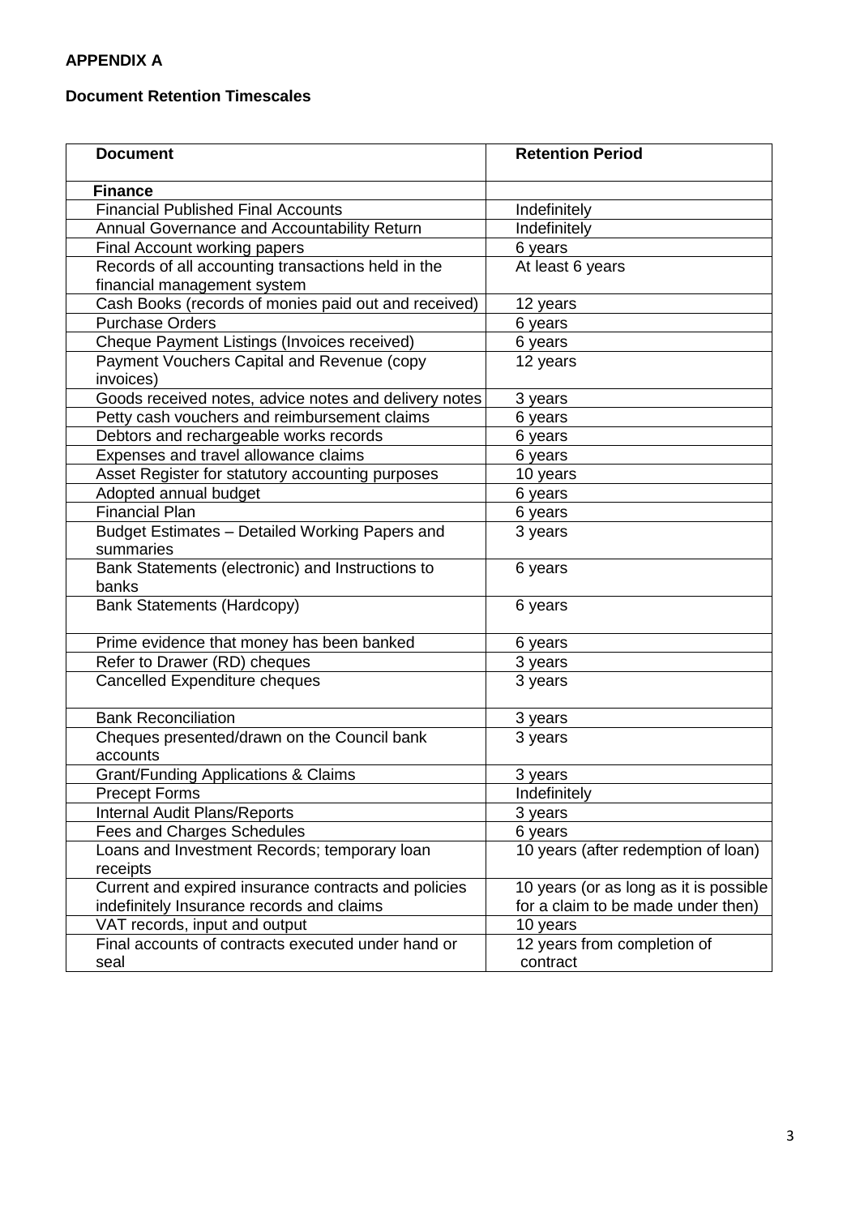**APPENDIX A**

**Document Retention Timescales**

| Document | Retention Period |
|---|---|
| **Finance** | |
| Financial Published Final Accounts | Indefinitely |
| Annual Governance and Accountability Return | Indefinitely |
| Final Account working papers | 6 years |
| Records of all accounting transactions held in the financial management system | At least 6 years |
| Cash Books (records of monies paid out and received) | 12 years |
| Purchase Orders | 6 years |
| Cheque Payment Listings (Invoices received) | 6 years |
| Payment Vouchers Capital and Revenue (copy invoices) | 12 years |
| Goods received notes, advice notes and delivery notes | 3 years |
| Petty cash vouchers and reimbursement claims | 6 years |
| Debtors and rechargeable works records | 6 years |
| Expenses and travel allowance claims | 6 years |
| Asset Register for statutory accounting purposes | 10 years |
| Adopted annual budget | 6 years |
| Financial Plan | 6 years |
| Budget Estimates – Detailed Working Papers and summaries | 3 years |
| Bank Statements (electronic) and Instructions to banks | 6 years |
| Bank Statements (Hardcopy) | 6 years |
| Prime evidence that money has been banked | 6 years |
| Refer to Drawer (RD) cheques | 3 years |
| Cancelled Expenditure cheques | 3 years |
| Bank Reconciliation | 3 years |
| Cheques presented/drawn on the Council bank accounts | 3 years |
| Grant/Funding Applications & Claims | 3 years |
| Precept Forms | Indefinitely |
| Internal Audit Plans/Reports | 3 years |
| Fees and Charges Schedules | 6 years |
| Loans and Investment Records; temporary loan receipts | 10 years (after redemption of loan) |
| Current and expired insurance contracts and policies indefinitely Insurance records and claims | 10 years (or as long as it is possible for a claim to be made under then) |
| VAT records, input and output | 10 years |
| Final accounts of contracts executed under hand or seal | 12 years from completion of contract |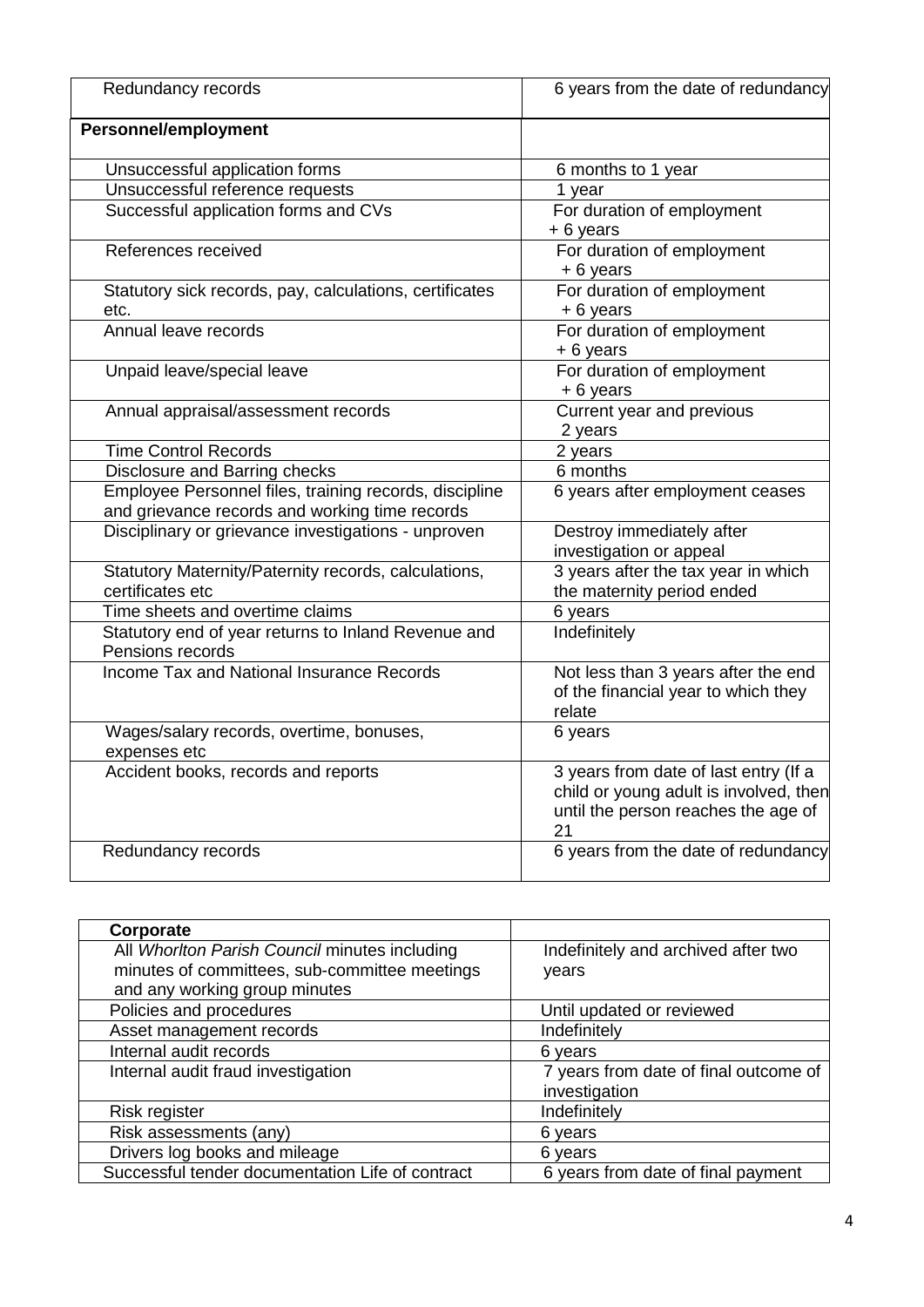| Redundancy records | 6 years from the date of redundancy |
|---|---|
| **Personnel/employment** | |
| Unsuccessful application forms | 6 months to 1 year |
| Unsuccessful reference requests | 1 year |
| Successful application forms and CVs | For duration of employment + 6 years |
| References received | For duration of employment + 6 years |
| Statutory sick records, pay, calculations, certificates etc. | For duration of employment + 6 years |
| Annual leave records | For duration of employment + 6 years |
| Unpaid leave/special leave | For duration of employment + 6 years |
| Annual appraisal/assessment records | Current year and previous 2 years |
| Time Control Records | 2 years |
| Disclosure and Barring checks | 6 months |
| Employee Personnel files, training records, discipline and grievance records and working time records | 6 years after employment ceases |
| Disciplinary or grievance investigations - unproven | Destroy immediately after investigation or appeal |
| Statutory Maternity/Paternity records, calculations, certificates etc | 3 years after the tax year in which the maternity period ended |
| Time sheets and overtime claims | 6 years |
| Statutory end of year returns to Inland Revenue and Pensions records | Indefinitely |
| Income Tax and National Insurance Records | Not less than 3 years after the end of the financial year to which they relate |
| Wages/salary records, overtime, bonuses, expenses etc | 6 years |
| Accident books, records and reports | 3 years from date of last entry (If a child or young adult is involved, then until the person reaches the age of 21 |
| Redundancy records | 6 years from the date of redundancy |

| **Corporate** | |
|---|---|
| All *Whorlton Parish Council* minutes including minutes of committees, sub-committee meetings and any working group minutes | Indefinitely and archived after two years |
| Policies and procedures | Until updated or reviewed |
| Asset management records | Indefinitely |
| Internal audit records | 6 years |
| Internal audit fraud investigation | 7 years from date of final outcome of investigation |
| Risk register | Indefinitely |
| Risk assessments (any) | 6 years |
| Drivers log books and mileage | 6 years |
| Successful tender documentation Life of contract | 6 years from date of final payment |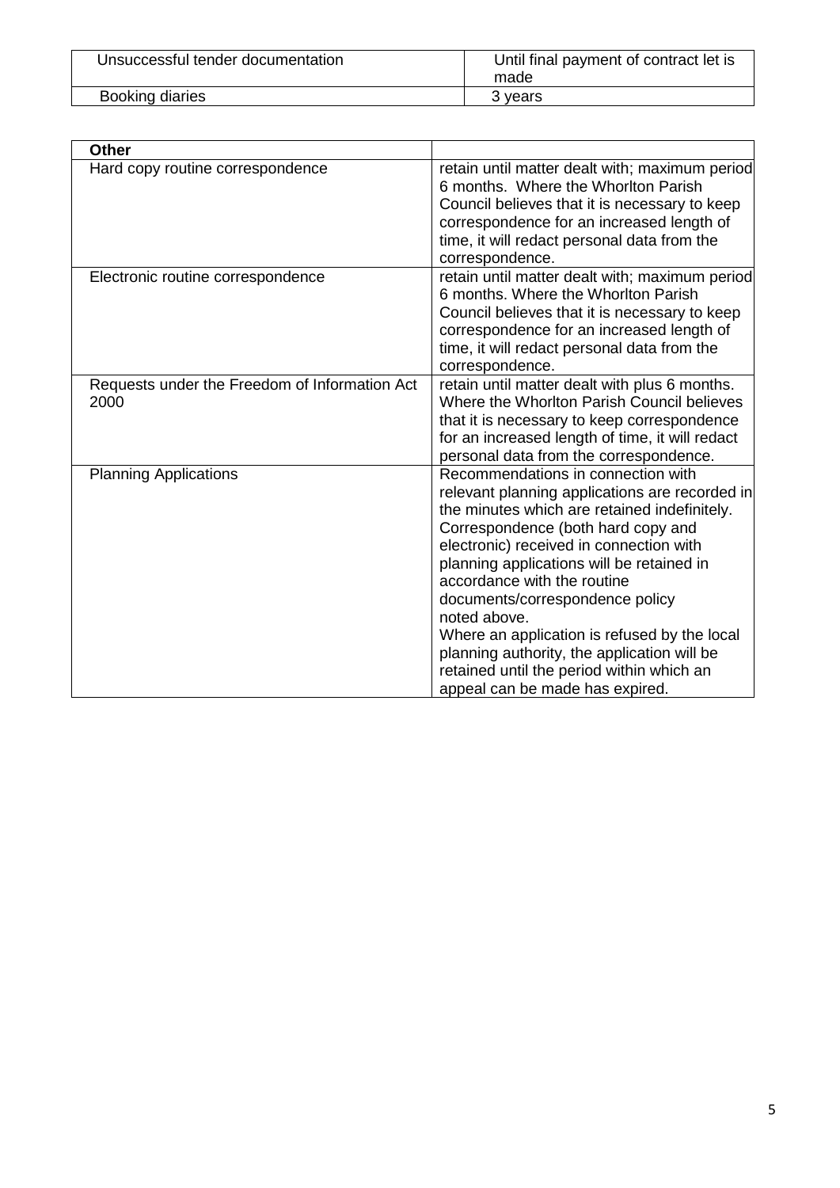| | |
|---|---|
| Unsuccessful tender documentation | Until final payment of contract let is made |
| Booking diaries | 3 years |

| **Other** | |
|---|---|
| Hard copy routine correspondence | retain until matter dealt with; maximum period 6 months. Where the Whorlton Parish Council believes that it is necessary to keep correspondence for an increased length of time, it will redact personal data from the correspondence. |
| Electronic routine correspondence | retain until matter dealt with; maximum period 6 months. Where the Whorlton Parish Council believes that it is necessary to keep correspondence for an increased length of time, it will redact personal data from the correspondence. |
| Requests under the Freedom of Information Act 2000 | retain until matter dealt with plus 6 months. Where the Whorlton Parish Council believes that it is necessary to keep correspondence for an increased length of time, it will redact personal data from the correspondence. |
| Planning Applications | Recommendations in connection with relevant planning applications are recorded in the minutes which are retained indefinitely. Correspondence (both hard copy and electronic) received in connection with planning applications will be retained in accordance with the routine documents/correspondence policy noted above. Where an application is refused by the local planning authority, the application will be retained until the period within which an appeal can be made has expired. |